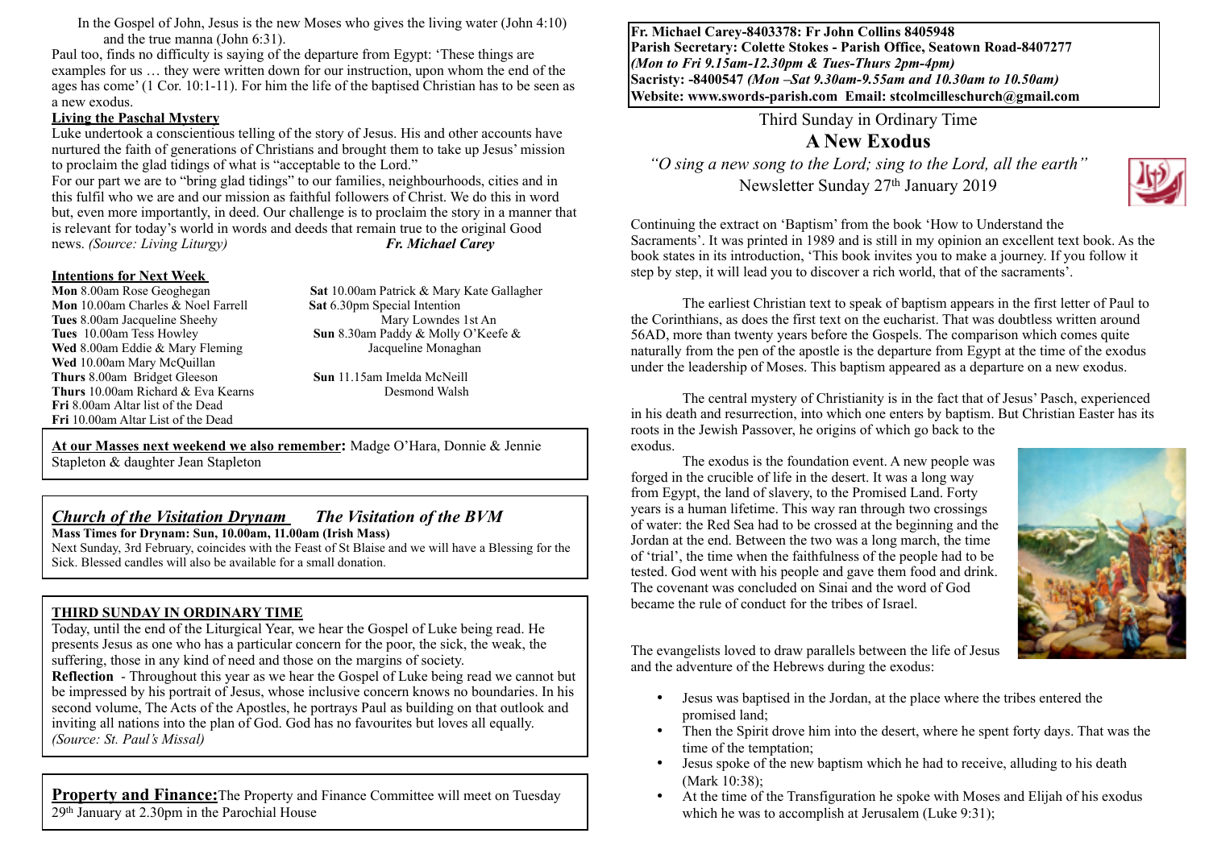In the Gospel of John, Jesus is the new Moses who gives the living water (John 4:10) and the true manna (John 6:31).

Paul too, finds no difficulty is saying of the departure from Egypt: 'These things are examples for us … they were written down for our instruction, upon whom the end of the ages has come' (1 Cor. 10:1-11). For him the life of the baptised Christian has to be seen as a new exodus.

**Living the Paschal Mystery**

Luke undertook a conscientious telling of the story of Jesus. His and other accounts have nurtured the faith of generations of Christians and brought them to take up Jesus' mission to proclaim the glad tidings of what is "acceptable to the Lord."

For our part we are to "bring glad tidings" to our families, neighbourhoods, cities and in this fulfil who we are and our mission as faithful followers of Christ. We do this in word but, even more importantly, in deed. Our challenge is to proclaim the story in a manner that is relevant for today's world in words and deeds that remain true to the original Good news. *(Source: Living Liturgy)* ***Fr. Michael Carey***

**Intentions for Next Week**

**Mon** 8.00am Rose Geoghegan
**Mon** 10.00am Charles & Noel Farrell
**Tues** 8.00am Jacqueline Sheehy
**Tues** 10.00am Tess Howley
**Wed** 8.00am Eddie & Mary Fleming
**Wed** 10.00am Mary McQuillan
**Thurs** 8.00am Bridget Gleeson
**Thurs** 10.00am Richard & Eva Kearns
**Fri** 8.00am Altar list of the Dead
**Fri** 10.00am Altar List of the Dead
**Sat** 10.00am Patrick & Mary Kate Gallagher
**Sat** 6.30pm Special Intention
Mary Lowndes 1st An
**Sun** 8.30am Paddy & Molly O'Keefe & Jacqueline Monaghan
**Sun** 11.15am Imelda McNeill
Desmond Walsh

**At our Masses next weekend we also remember:** Madge O'Hara, Donnie & Jennie Stapleton & daughter Jean Stapleton

***Church of the Visitation Drynam*** ***The Visitation of the BVM***

**Mass Times for Drynam: Sun, 10.00am, 11.00am (Irish Mass)**

Next Sunday, 3rd February, coincides with the Feast of St Blaise and we will have a Blessing for the Sick. Blessed candles will also be available for a small donation.

**THIRD SUNDAY IN ORDINARY TIME**

Today, until the end of the Liturgical Year, we hear the Gospel of Luke being read. He presents Jesus as one who has a particular concern for the poor, the sick, the weak, the suffering, those in any kind of need and those on the margins of society.

**Reflection** - Throughout this year as we hear the Gospel of Luke being read we cannot but be impressed by his portrait of Jesus, whose inclusive concern knows no boundaries. In his second volume, The Acts of the Apostles, he portrays Paul as building on that outlook and inviting all nations into the plan of God. God has no favourites but loves all equally. *(Source: St. Paul's Missal)*

**Property and Finance:** The Property and Finance Committee will meet on Tuesday 29th January at 2.30pm in the Parochial House

**Fr. Michael Carey-8403378: Fr John Collins 8405948**
**Parish Secretary: Colette Stokes - Parish Office, Seatown Road-8407277**
***(Mon to Fri 9.15am-12.30pm & Tues-Thurs 2pm-4pm)***
**Sacristy: -8400547 *(Mon –Sat 9.30am-9.55am and 10.30am to 10.50am)***
**Website: www.swords-parish.com Email: stcolmcilleschurch@gmail.com**

Third Sunday in Ordinary Time

# A New Exodus

*"O sing a new song to the Lord; sing to the Lord, all the earth"*

Newsletter Sunday 27th January 2019

Continuing the extract on 'Baptism' from the book 'How to Understand the Sacraments'. It was printed in 1989 and is still in my opinion an excellent text book. As the book states in its introduction, 'This book invites you to make a journey. If you follow it step by step, it will lead you to discover a rich world, that of the sacraments'.

The earliest Christian text to speak of baptism appears in the first letter of Paul to the Corinthians, as does the first text on the eucharist. That was doubtless written around 56AD, more than twenty years before the Gospels. The comparison which comes quite naturally from the pen of the apostle is the departure from Egypt at the time of the exodus under the leadership of Moses. This baptism appeared as a departure on a new exodus.

The central mystery of Christianity is in the fact that of Jesus' Pasch, experienced in his death and resurrection, into which one enters by baptism. But Christian Easter has its roots in the Jewish Passover, he origins of which go back to the exodus.

The exodus is the foundation event. A new people was forged in the crucible of life in the desert. It was a long way from Egypt, the land of slavery, to the Promised Land. Forty years is a human lifetime. This way ran through two crossings of water: the Red Sea had to be crossed at the beginning and the Jordan at the end. Between the two was a long march, the time of 'trial', the time when the faithfulness of the people had to be tested. God went with his people and gave them food and drink. The covenant was concluded on Sinai and the word of God became the rule of conduct for the tribes of Israel.

The evangelists loved to draw parallels between the life of Jesus and the adventure of the Hebrews during the exodus:

- Jesus was baptised in the Jordan, at the place where the tribes entered the promised land;
- Then the Spirit drove him into the desert, where he spent forty days. That was the time of the temptation;
- Jesus spoke of the new baptism which he had to receive, alluding to his death (Mark 10:38);
- At the time of the Transfiguration he spoke with Moses and Elijah of his exodus which he was to accomplish at Jerusalem (Luke 9:31);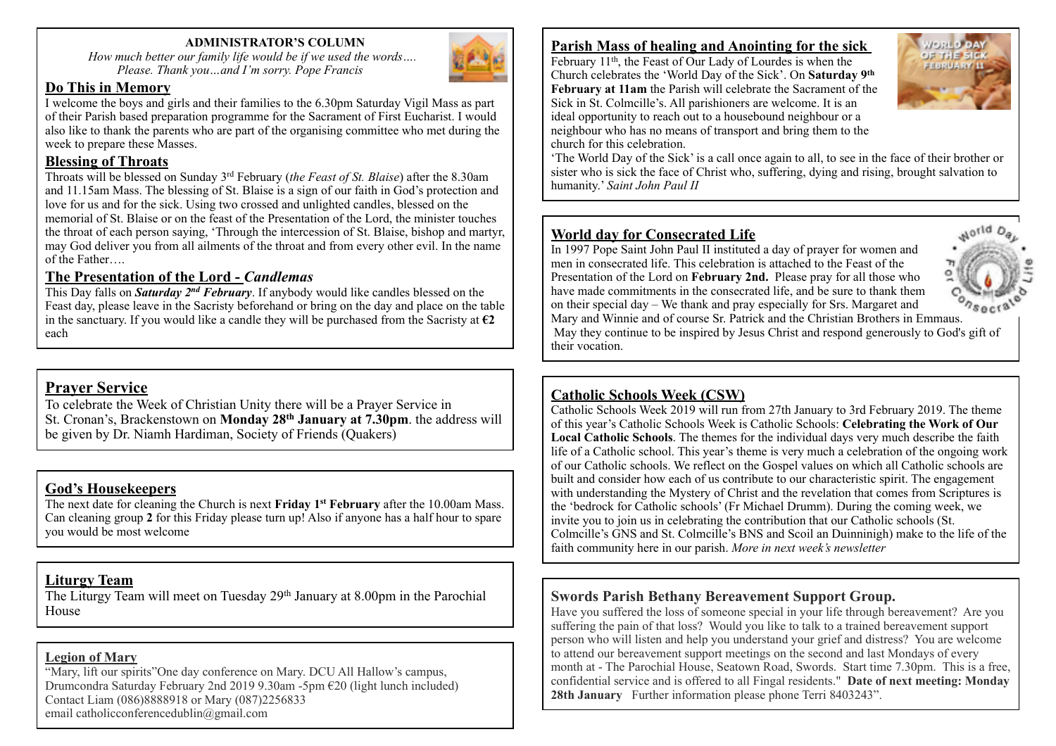#### ADMINISTRATOR'S COLUMN

*How much better our family life would be if we used the words…. Please. Thank you…and I'm sorry. Pope Francis*

## Do This in Memory

I welcome the boys and girls and their families to the 6.30pm Saturday Vigil Mass as part of their Parish based preparation programme for the Sacrament of First Eucharist. I would also like to thank the parents who are part of the organising committee who met during the week to prepare these Masses.

## Blessing of Throats

Throats will be blessed on Sunday 3rd February (*the Feast of St. Blaise*) after the 8.30am and 11.15am Mass. The blessing of St. Blaise is a sign of our faith in God's protection and love for us and for the sick. Using two crossed and unlighted candles, blessed on the memorial of St. Blaise or on the feast of the Presentation of the Lord, the minister touches the throat of each person saying, 'Through the intercession of St. Blaise, bishop and martyr, may God deliver you from all ailments of the throat and from every other evil. In the name of the Father….

## The Presentation of the Lord - *Candlemas*

This Day falls on ***Saturday 2nd February***. If anybody would like candles blessed on the Feast day, please leave in the Sacristy beforehand or bring on the day and place on the table in the sanctuary. If you would like a candle they will be purchased from the Sacristy at **€2** each

## Prayer Service

To celebrate the Week of Christian Unity there will be a Prayer Service in St. Cronan's, Brackenstown on **Monday 28th January at 7.30pm**. the address will be given by Dr. Niamh Hardiman, Society of Friends (Quakers)

## God's Housekeepers

The next date for cleaning the Church is next **Friday 1st February** after the 10.00am Mass. Can cleaning group **2** for this Friday please turn up! Also if anyone has a half hour to spare you would be most welcome

## Liturgy Team

The Liturgy Team will meet on Tuesday 29th January at 8.00pm in the Parochial House

## Legion of Mary

"Mary, lift our spirits"One day conference on Mary. DCU All Hallow's campus, Drumcondra Saturday February 2nd 2019 9.30am -5pm €20 (light lunch included) Contact Liam (086)8888918 or Mary (087)2256833 email catholicconferencedublin@gmail.com

## Parish Mass of healing and Anointing for the sick

February 11th, the Feast of Our Lady of Lourdes is when the Church celebrates the 'World Day of the Sick'. On **Saturday 9th February at 11am** the Parish will celebrate the Sacrament of the Sick in St. Colmcille's. All parishioners are welcome. It is an ideal opportunity to reach out to a housebound neighbour or a neighbour who has no means of transport and bring them to the church for this celebration.

'The World Day of the Sick' is a call once again to all, to see in the face of their brother or sister who is sick the face of Christ who, suffering, dying and rising, brought salvation to humanity.' *Saint John Paul II*

## World day for Consecrated Life

In 1997 Pope Saint John Paul II instituted a day of prayer for women and men in consecrated life. This celebration is attached to the Feast of the Presentation of the Lord on **February 2nd.** Please pray for all those who have made commitments in the consecrated life, and be sure to thank them on their special day – We thank and pray especially for Srs. Margaret and Mary and Winnie and of course Sr. Patrick and the Christian Brothers in Emmaus. May they continue to be inspired by Jesus Christ and respond generously to God's gift of their vocation.

## Catholic Schools Week (CSW)

Catholic Schools Week 2019 will run from 27th January to 3rd February 2019. The theme of this year's Catholic Schools Week is Catholic Schools: **Celebrating the Work of Our Local Catholic Schools**. The themes for the individual days very much describe the faith life of a Catholic school. This year's theme is very much a celebration of the ongoing work of our Catholic schools. We reflect on the Gospel values on which all Catholic schools are built and consider how each of us contribute to our characteristic spirit. The engagement with understanding the Mystery of Christ and the revelation that comes from Scriptures is the 'bedrock for Catholic schools' (Fr Michael Drumm). During the coming week, we invite you to join us in celebrating the contribution that our Catholic schools (St. Colmcille's GNS and St. Colmcille's BNS and Scoil an Duinninigh) make to the life of the faith community here in our parish. *More in next week's newsletter*

## Swords Parish Bethany Bereavement Support Group.

Have you suffered the loss of someone special in your life through bereavement? Are you suffering the pain of that loss? Would you like to talk to a trained bereavement support person who will listen and help you understand your grief and distress? You are welcome to attend our bereavement support meetings on the second and last Mondays of every month at - The Parochial House, Seatown Road, Swords. Start time 7.30pm. This is a free, confidential service and is offered to all Fingal residents." **Date of next meeting: Monday 28th January** Further information please phone Terri 8403243".